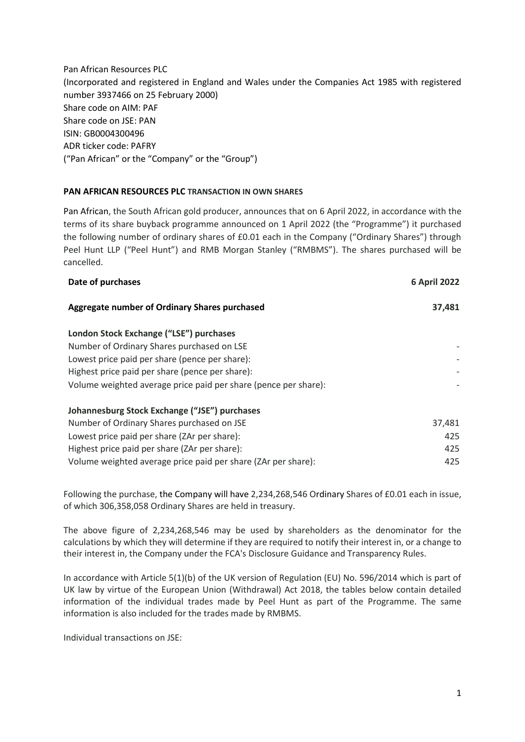Pan African Resources PLC
(Incorporated and registered in England and Wales under the Companies Act 1985 with registered number 3937466 on 25 February 2000)
Share code on AIM: PAF
Share code on JSE: PAN
ISIN: GB0004300496
ADR ticker code: PAFRY
("Pan African" or the "Company" or the "Group")

**PAN AFRICAN RESOURCES PLC TRANSACTION IN OWN SHARES**

Pan African, the South African gold producer, announces that on 6 April 2022, in accordance with the terms of its share buyback programme announced on 1 April 2022 (the "Programme") it purchased the following number of ordinary shares of £0.01 each in the Company ("Ordinary Shares") through Peel Hunt LLP ("Peel Hunt") and RMB Morgan Stanley ("RMBMS"). The shares purchased will be cancelled.

| **Date of purchases** | **6 April 2022** |
|---|---|
| **Aggregate number of Ordinary Shares purchased** | **37,481** |
| **London Stock Exchange ("LSE") purchases** | |
| Number of Ordinary Shares purchased on LSE | - |
| Lowest price paid per share (pence per share): | - |
| Highest price paid per share (pence per share): | - |
| Volume weighted average price paid per share (pence per share): | - |
| **Johannesburg Stock Exchange ("JSE") purchases** | |
| Number of Ordinary Shares purchased on JSE | 37,481 |
| Lowest price paid per share (ZAr per share): | 425 |
| Highest price paid per share (ZAr per share): | 425 |
| Volume weighted average price paid per share (ZAr per share): | 425 |

Following the purchase, the Company will have 2,234,268,546 Ordinary Shares of £0.01 each in issue, of which 306,358,058 Ordinary Shares are held in treasury.

The above figure of 2,234,268,546 may be used by shareholders as the denominator for the calculations by which they will determine if they are required to notify their interest in, or a change to their interest in, the Company under the FCA's Disclosure Guidance and Transparency Rules.

In accordance with Article 5(1)(b) of the UK version of Regulation (EU) No. 596/2014 which is part of UK law by virtue of the European Union (Withdrawal) Act 2018, the tables below contain detailed information of the individual trades made by Peel Hunt as part of the Programme. The same information is also included for the trades made by RMBMS.

Individual transactions on JSE: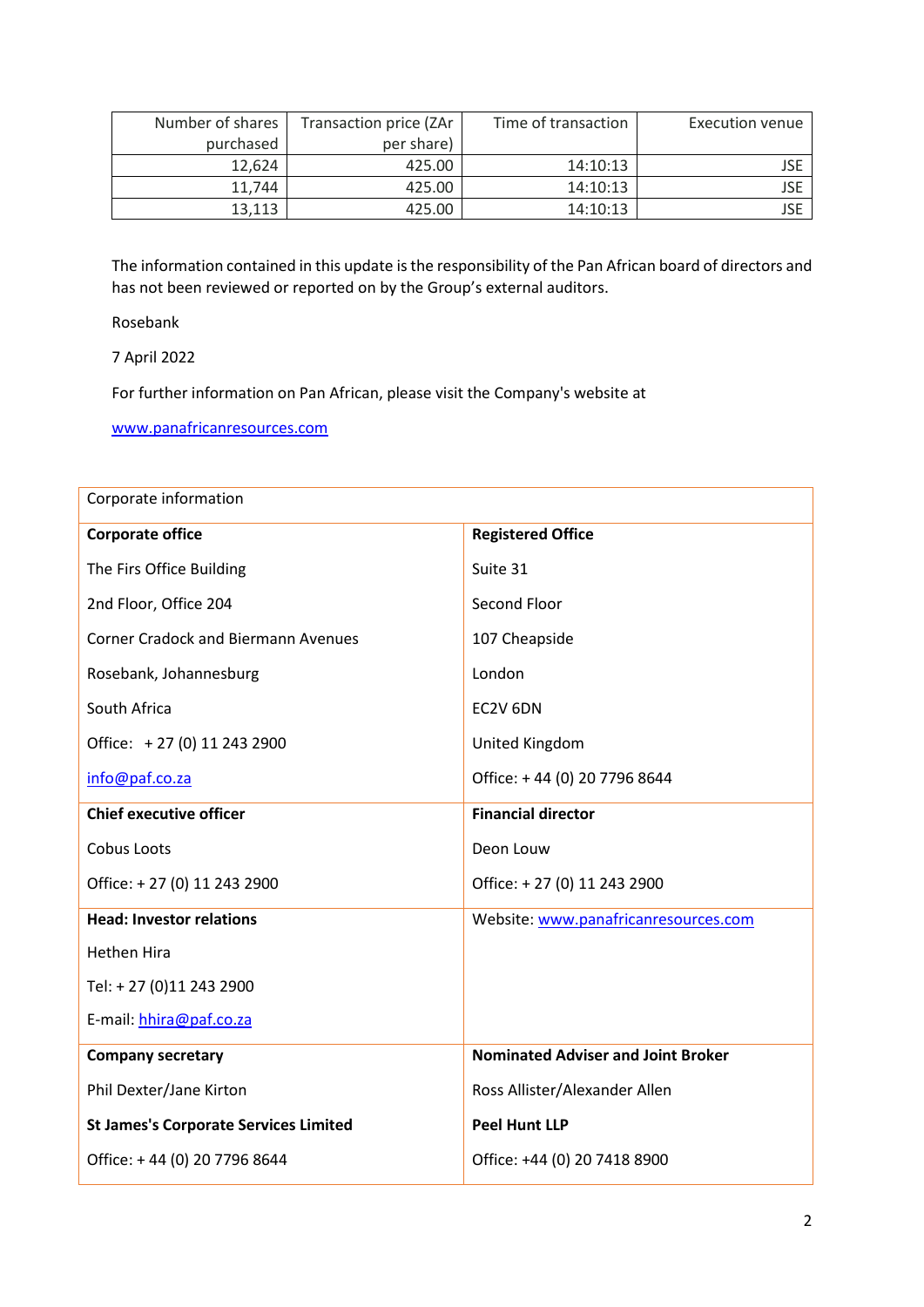| Number of shares purchased | Transaction price (ZAr per share) | Time of transaction | Execution venue |
|---|---|---|---|
| 12,624 | 425.00 | 14:10:13 | JSE |
| 11,744 | 425.00 | 14:10:13 | JSE |
| 13,113 | 425.00 | 14:10:13 | JSE |

The information contained in this update is the responsibility of the Pan African board of directors and has not been reviewed or reported on by the Group's external auditors.

Rosebank

7 April 2022

For further information on Pan African, please visit the Company's website at

www.panafricanresources.com

| Corporate information | |
|---|---|
| **Corporate office**<br>The Firs Office Building<br>2nd Floor, Office 204<br>Corner Cradock and Biermann Avenues<br>Rosebank, Johannesburg<br>South Africa<br>Office: + 27 (0) 11 243 2900<br>info@paf.co.za | **Registered Office**<br>Suite 31<br>Second Floor<br>107 Cheapside<br>London<br>EC2V 6DN<br>United Kingdom<br>Office: + 44 (0) 20 7796 8644 |
| **Chief executive officer**<br>Cobus Loots<br>Office: + 27 (0) 11 243 2900 | **Financial director**<br>Deon Louw<br>Office: + 27 (0) 11 243 2900 |
| **Head: Investor relations**<br>Hethen Hira<br>Tel: + 27 (0)11 243 2900<br>E-mail: hhira@paf.co.za | Website: www.panafricanresources.com |
| **Company secretary**<br>Phil Dexter/Jane Kirton<br>**St James's Corporate Services Limited**<br>Office: + 44 (0) 20 7796 8644 | **Nominated Adviser and Joint Broker**<br>Ross Allister/Alexander Allen<br>**Peel Hunt LLP**<br>Office: +44 (0) 20 7418 8900 |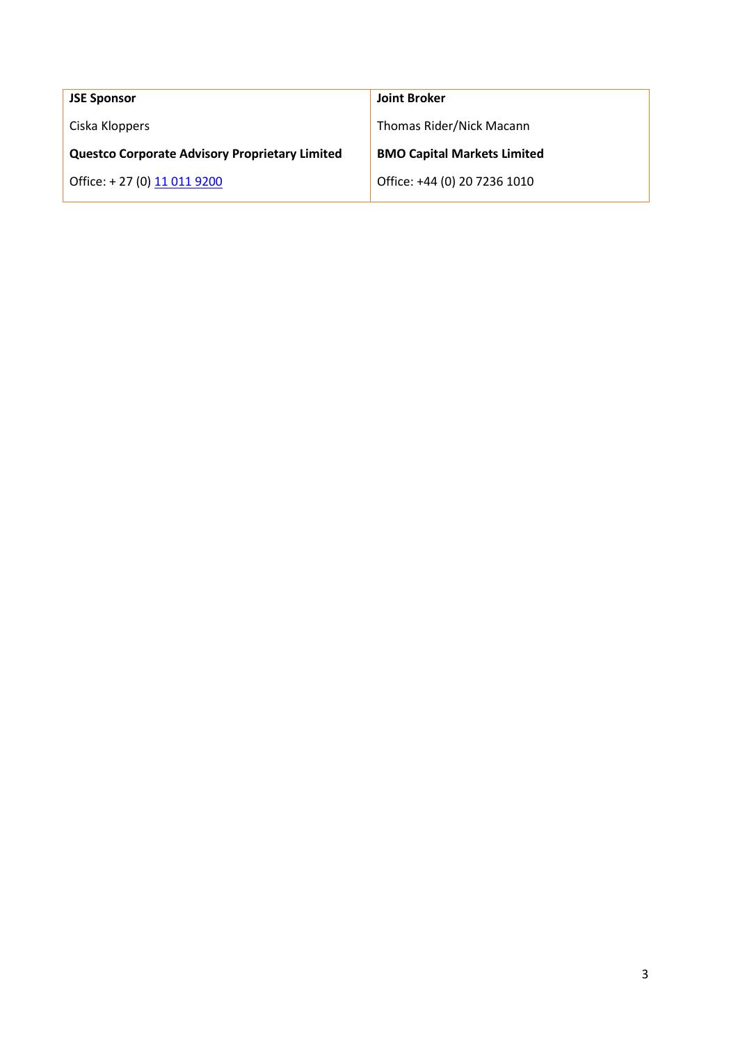| | |
|---|---|
| **JSE Sponsor** | **Joint Broker** |
| Ciska Kloppers | Thomas Rider/Nick Macann |
| **Questco Corporate Advisory Proprietary Limited** | **BMO Capital Markets Limited** |
| Office: + 27 (0) 11 011 9200 | Office: +44 (0) 20 7236 1010 |